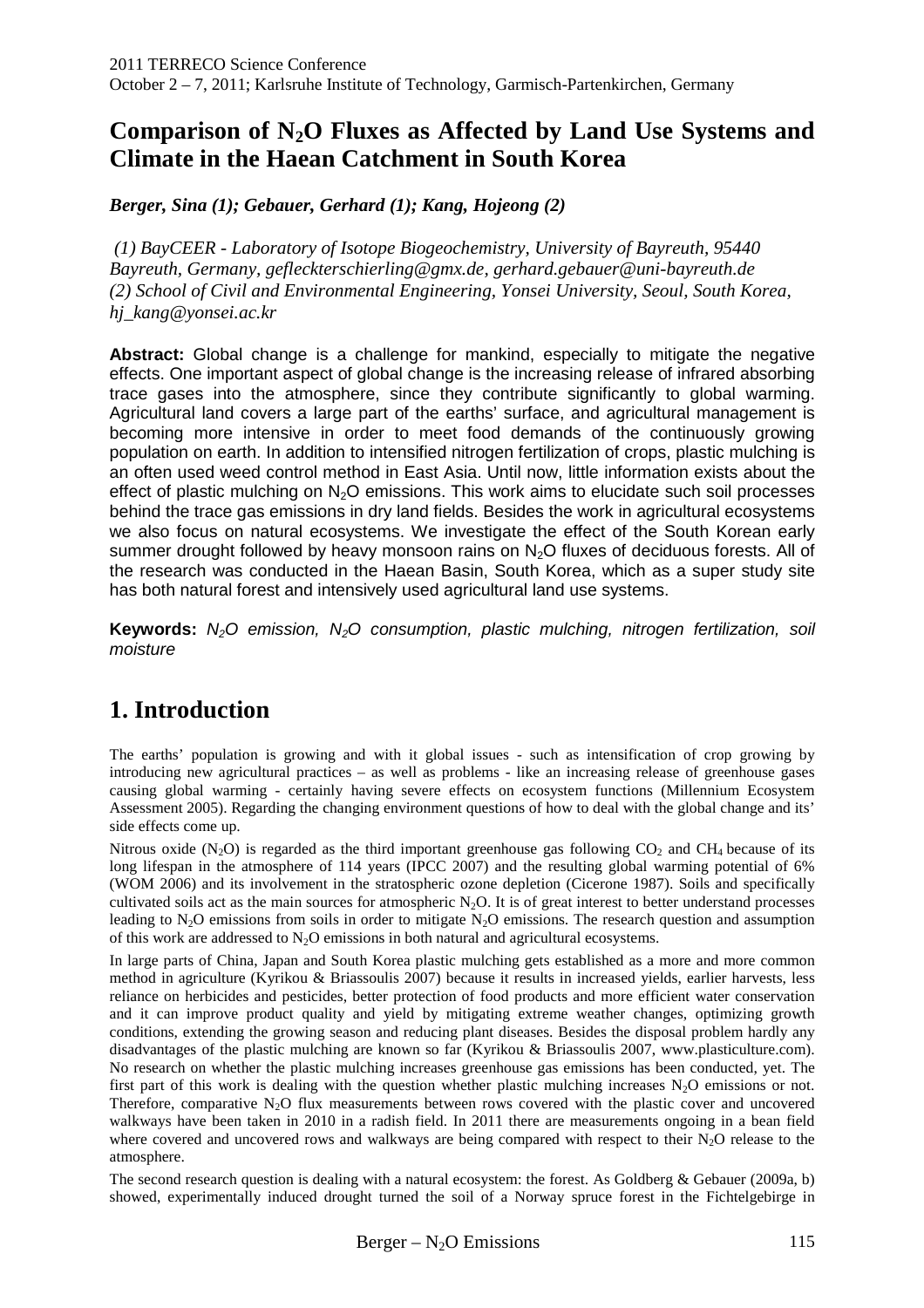# Comparison of $N_2O$ Fluxes as Affected by Land Use Systems and Climate in the Haean Catchment in South Korea

***Berger, Sina (1); Gebauer, Gerhard (1); Kang, Hojeong (2)***

*(1) BayCEER - Laboratory of Isotope Biogeochemistry, University of Bayreuth, 95440 Bayreuth, Germany, gefleckterschierling@gmx.de, gerhard.gebauer@uni-bayreuth.de*
*(2) School of Civil and Environmental Engineering, Yonsei University, Seoul, South Korea, hj_kang@yonsei.ac.kr*

**Abstract:** Global change is a challenge for mankind, especially to mitigate the negative effects. One important aspect of global change is the increasing release of infrared absorbing trace gases into the atmosphere, since they contribute significantly to global warming. Agricultural land covers a large part of the earths' surface, and agricultural management is becoming more intensive in order to meet food demands of the continuously growing population on earth. In addition to intensified nitrogen fertilization of crops, plastic mulching is an often used weed control method in East Asia. Until now, little information exists about the effect of plastic mulching on $N_2O$ emissions. This work aims to elucidate such soil processes behind the trace gas emissions in dry land fields. Besides the work in agricultural ecosystems we also focus on natural ecosystems. We investigate the effect of the South Korean early summer drought followed by heavy monsoon rains on $N_2O$ fluxes of deciduous forests. All of the research was conducted in the Haean Basin, South Korea, which as a super study site has both natural forest and intensively used agricultural land use systems.

**Keywords:** *$N_2O$ emission, $N_2O$ consumption, plastic mulching, nitrogen fertilization, soil moisture*

## 1. Introduction

The earths' population is growing and with it global issues - such as intensification of crop growing by introducing new agricultural practices – as well as problems - like an increasing release of greenhouse gases causing global warming - certainly having severe effects on ecosystem functions (Millennium Ecosystem Assessment 2005). Regarding the changing environment questions of how to deal with the global change and its' side effects come up.

Nitrous oxide ($N_2O$) is regarded as the third important greenhouse gas following $CO_2$ and $CH_4$ because of its long lifespan in the atmosphere of 114 years (IPCC 2007) and the resulting global warming potential of 6% (WOM 2006) and its involvement in the stratospheric ozone depletion (Cicerone 1987). Soils and specifically cultivated soils act as the main sources for atmospheric $N_2O$. It is of great interest to better understand processes leading to $N_2O$ emissions from soils in order to mitigate $N_2O$ emissions. The research question and assumption of this work are addressed to $N_2O$ emissions in both natural and agricultural ecosystems.

In large parts of China, Japan and South Korea plastic mulching gets established as a more and more common method in agriculture (Kyrikou & Briassoulis 2007) because it results in increased yields, earlier harvests, less reliance on herbicides and pesticides, better protection of food products and more efficient water conservation and it can improve product quality and yield by mitigating extreme weather changes, optimizing growth conditions, extending the growing season and reducing plant diseases. Besides the disposal problem hardly any disadvantages of the plastic mulching are known so far (Kyrikou & Briassoulis 2007, www.plasticulture.com). No research on whether the plastic mulching increases greenhouse gas emissions has been conducted, yet. The first part of this work is dealing with the question whether plastic mulching increases $N_2O$ emissions or not. Therefore, comparative $N_2O$ flux measurements between rows covered with the plastic cover and uncovered walkways have been taken in 2010 in a radish field. In 2011 there are measurements ongoing in a bean field where covered and uncovered rows and walkways are being compared with respect to their $N_2O$ release to the atmosphere.

The second research question is dealing with a natural ecosystem: the forest. As Goldberg & Gebauer (2009a, b) showed, experimentally induced drought turned the soil of a Norway spruce forest in the Fichtelgebirge in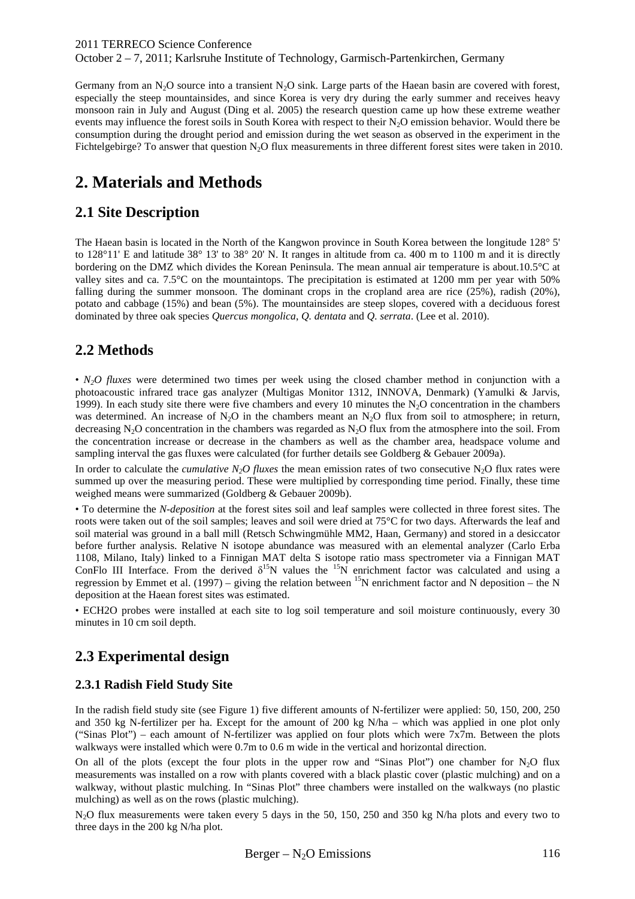Germany from an $N_2O$ source into a transient $N_2O$ sink. Large parts of the Haean basin are covered with forest, especially the steep mountainsides, and since Korea is very dry during the early summer and receives heavy monsoon rain in July and August (Ding et al. 2005) the research question came up how these extreme weather events may influence the forest soils in South Korea with respect to their $N_2O$ emission behavior. Would there be consumption during the drought period and emission during the wet season as observed in the experiment in the Fichtelgebirge? To answer that question $N_2O$ flux measurements in three different forest sites were taken in 2010.

# 2. Materials and Methods

## 2.1 Site Description

The Haean basin is located in the North of the Kangwon province in South Korea between the longitude 128° 5' to 128°11' E and latitude 38° 13' to 38° 20' N. It ranges in altitude from ca. 400 m to 1100 m and it is directly bordering on the DMZ which divides the Korean Peninsula. The mean annual air temperature is about.10.5°C at valley sites and ca. 7.5°C on the mountaintops. The precipitation is estimated at 1200 mm per year with 50% falling during the summer monsoon. The dominant crops in the cropland area are rice (25%), radish (20%), potato and cabbage (15%) and bean (5%). The mountainsides are steep slopes, covered with a deciduous forest dominated by three oak species *Quercus mongolica*, *Q. dentata* and *Q. serrata*. (Lee et al. 2010).

## 2.2 Methods

• *$N_2O$ fluxes* were determined two times per week using the closed chamber method in conjunction with a photoacoustic infrared trace gas analyzer (Multigas Monitor 1312, INNOVA, Denmark) (Yamulki & Jarvis, 1999). In each study site there were five chambers and every 10 minutes the $N_2O$ concentration in the chambers was determined. An increase of $N_2O$ in the chambers meant an $N_2O$ flux from soil to atmosphere; in return, decreasing $N_2O$ concentration in the chambers was regarded as $N_2O$ flux from the atmosphere into the soil. From the concentration increase or decrease in the chambers as well as the chamber area, headspace volume and sampling interval the gas fluxes were calculated (for further details see Goldberg & Gebauer 2009a).

In order to calculate the *cumulative $N_2O$ fluxes* the mean emission rates of two consecutive $N_2O$ flux rates were summed up over the measuring period. These were multiplied by corresponding time period. Finally, these time weighed means were summarized (Goldberg & Gebauer 2009b).

• To determine the *N-deposition* at the forest sites soil and leaf samples were collected in three forest sites. The roots were taken out of the soil samples; leaves and soil were dried at 75°C for two days. Afterwards the leaf and soil material was ground in a ball mill (Retsch Schwingmühle MM2, Haan, Germany) and stored in a desiccator before further analysis. Relative N isotope abundance was measured with an elemental analyzer (Carlo Erba 1108, Milano, Italy) linked to a Finnigan MAT delta S isotope ratio mass spectrometer via a Finnigan MAT ConFlo III Interface. From the derived $\delta^{15}N$ values the $^{15}N$ enrichment factor was calculated and using a regression by Emmet et al. (1997) – giving the relation between $^{15}N$ enrichment factor and N deposition – the N deposition at the Haean forest sites was estimated.

• ECH2O probes were installed at each site to log soil temperature and soil moisture continuously, every 30 minutes in 10 cm soil depth.

## 2.3 Experimental design

### 2.3.1 Radish Field Study Site

In the radish field study site (see Figure 1) five different amounts of N-fertilizer were applied: 50, 150, 200, 250 and 350 kg N-fertilizer per ha. Except for the amount of 200 kg N/ha – which was applied in one plot only ("Sinas Plot") – each amount of N-fertilizer was applied on four plots which were 7x7m. Between the plots walkways were installed which were 0.7m to 0.6 m wide in the vertical and horizontal direction.

On all of the plots (except the four plots in the upper row and "Sinas Plot") one chamber for $N_2O$ flux measurements was installed on a row with plants covered with a black plastic cover (plastic mulching) and on a walkway, without plastic mulching. In "Sinas Plot" three chambers were installed on the walkways (no plastic mulching) as well as on the rows (plastic mulching).

$N_2O$ flux measurements were taken every 5 days in the 50, 150, 250 and 350 kg N/ha plots and every two to three days in the 200 kg N/ha plot.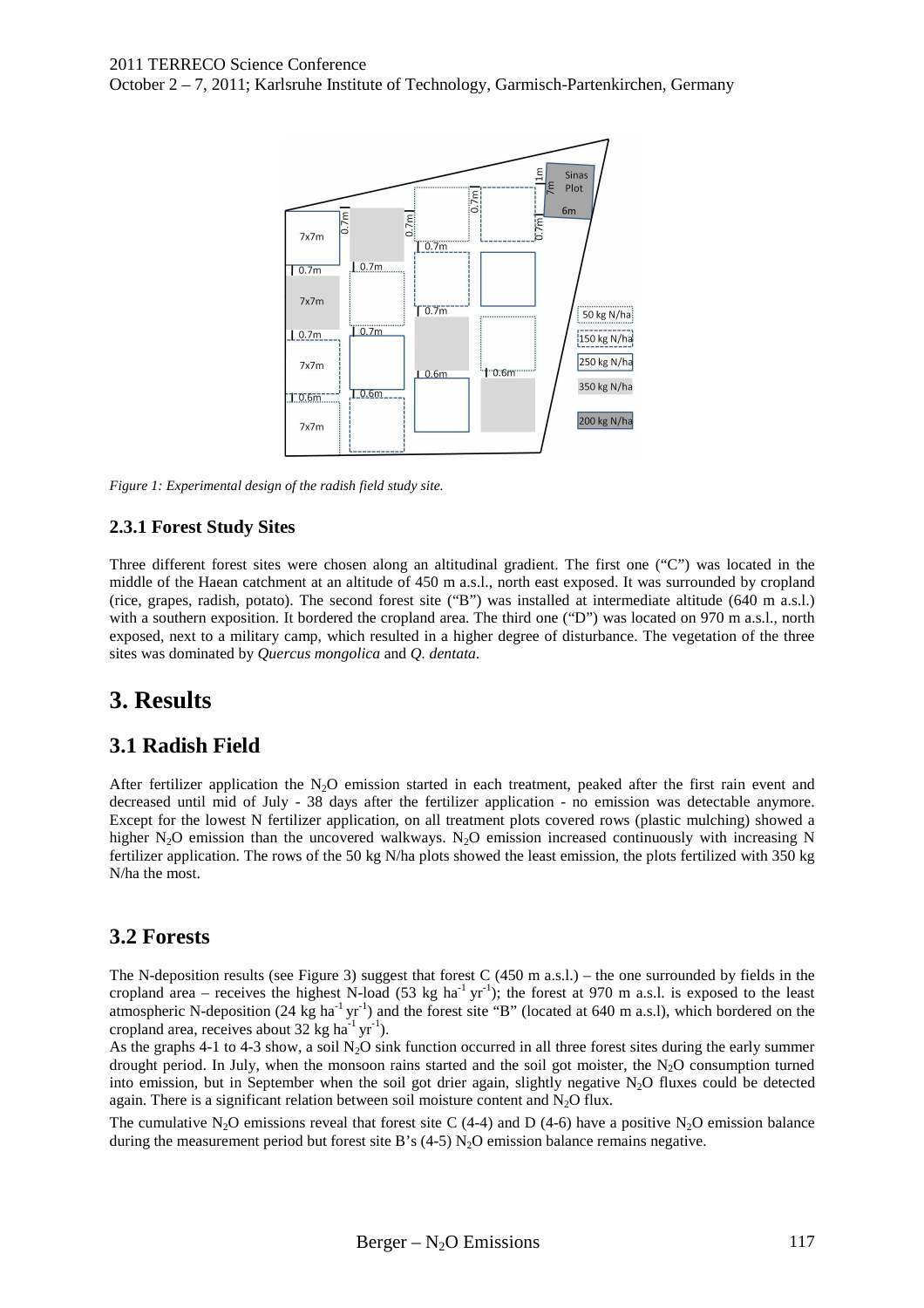*Figure 1: Experimental design of the radish field study site.*

### 2.3.1 Forest Study Sites

Three different forest sites were chosen along an altitudinal gradient. The first one ("C") was located in the middle of the Haean catchment at an altitude of 450 m a.s.l., north east exposed. It was surrounded by cropland (rice, grapes, radish, potato). The second forest site ("B") was installed at intermediate altitude (640 m a.s.l.) with a southern exposition. It bordered the cropland area. The third one ("D") was located on 970 m a.s.l., north exposed, next to a military camp, which resulted in a higher degree of disturbance. The vegetation of the three sites was dominated by *Quercus mongolica* and *Q. dentata*.

# 3. Results

## 3.1 Radish Field

After fertilizer application the $N_2O$ emission started in each treatment, peaked after the first rain event and decreased until mid of July - 38 days after the fertilizer application - no emission was detectable anymore. Except for the lowest N fertilizer application, on all treatment plots covered rows (plastic mulching) showed a higher $N_2O$ emission than the uncovered walkways. $N_2O$ emission increased continuously with increasing N fertilizer application. The rows of the 50 kg N/ha plots showed the least emission, the plots fertilized with 350 kg N/ha the most.

## 3.2 Forests

The N-deposition results (see Figure 3) suggest that forest C (450 m a.s.l.) – the one surrounded by fields in the cropland area – receives the highest N-load (53 kg $ha^{-1}$ $yr^{-1}$); the forest at 970 m a.s.l. is exposed to the least atmospheric N-deposition (24 kg $ha^{-1}$ $yr^{-1}$) and the forest site "B" (located at 640 m a.s.l), which bordered on the cropland area, receives about 32 kg $ha^{-1}$ $yr^{-1}$).

As the graphs 4-1 to 4-3 show, a soil $N_2O$ sink function occurred in all three forest sites during the early summer drought period. In July, when the monsoon rains started and the soil got moister, the $N_2O$ consumption turned into emission, but in September when the soil got drier again, slightly negative $N_2O$ fluxes could be detected again. There is a significant relation between soil moisture content and $N_2O$ flux.

The cumulative $N_2O$ emissions reveal that forest site C (4-4) and D (4-6) have a positive $N_2O$ emission balance during the measurement period but forest site B's (4-5) $N_2O$ emission balance remains negative.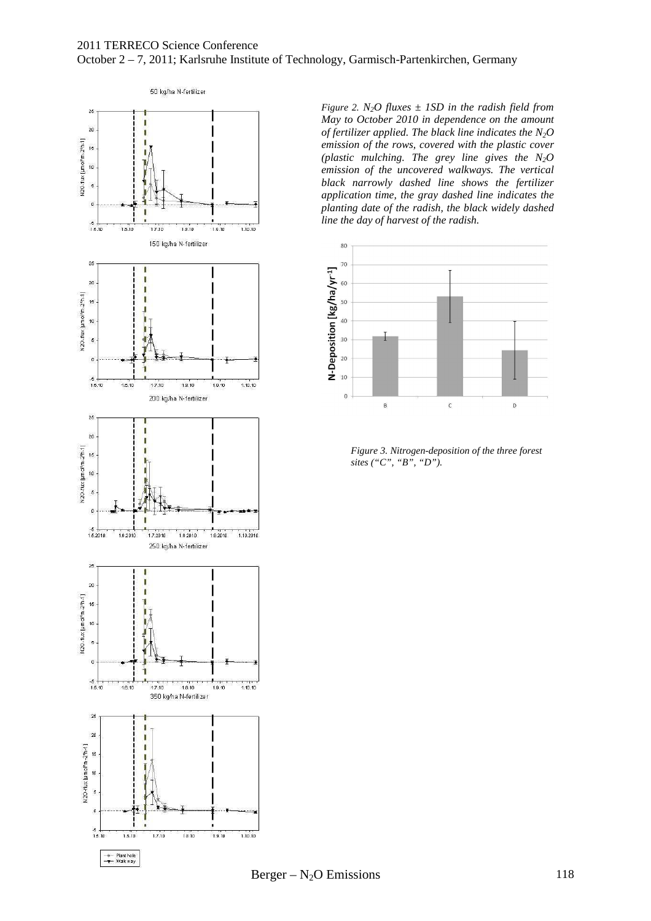*Figure 2. $N_2O$ fluxes ± 1SD in the radish field from May to October 2010 in dependence on the amount of fertilizer applied. The black line indicates the $N_2O$ emission of the rows, covered with the plastic cover (plastic mulching. The grey line gives the $N_2O$ emission of the uncovered walkways. The vertical black narrowly dashed line shows the fertilizer application time, the gray dashed line indicates the planting date of the radish, the black widely dashed line the day of harvest of the radish.*

*Figure 3. Nitrogen-deposition of the three forest sites ("C", "B", "D").*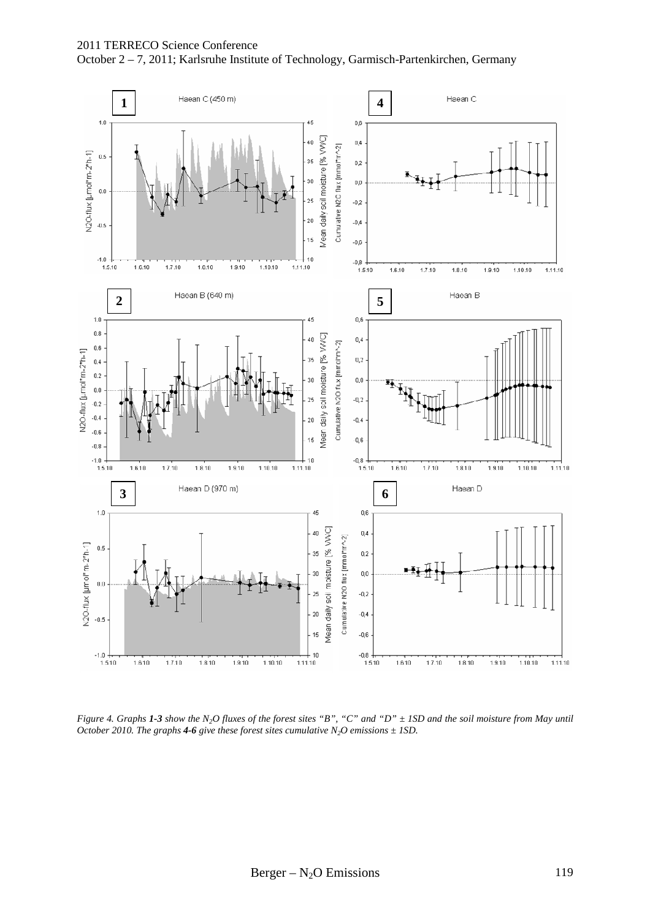*Figure 4. Graphs **1-3** show the $N_2O$ fluxes of the forest sites "B", "C" and "D" ± 1SD and the soil moisture from May until October 2010. The graphs **4-6** give these forest sites cumulative $N_2O$ emissions ± 1SD.*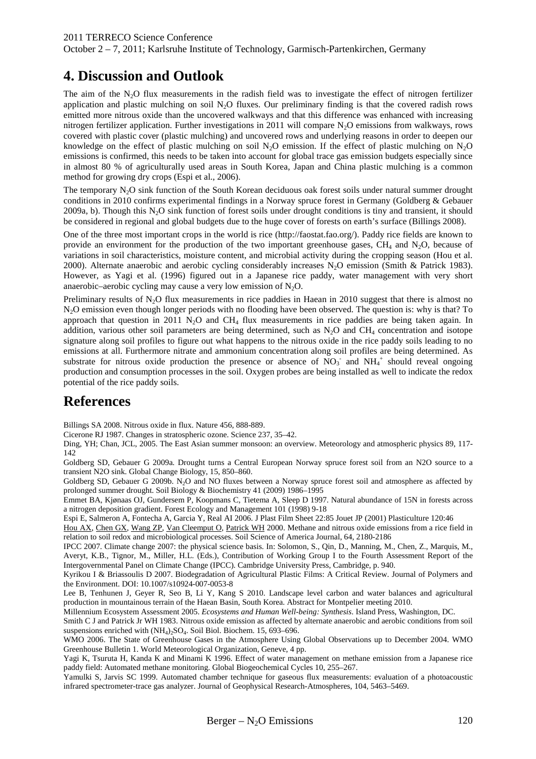## 4. Discussion and Outlook

The aim of the $N_2O$ flux measurements in the radish field was to investigate the effect of nitrogen fertilizer application and plastic mulching on soil $N_2O$ fluxes. Our preliminary finding is that the covered radish rows emitted more nitrous oxide than the uncovered walkways and that this difference was enhanced with increasing nitrogen fertilizer application. Further investigations in 2011 will compare $N_2O$ emissions from walkways, rows covered with plastic cover (plastic mulching) and uncovered rows and underlying reasons in order to deepen our knowledge on the effect of plastic mulching on soil $N_2O$ emission. If the effect of plastic mulching on $N_2O$ emissions is confirmed, this needs to be taken into account for global trace gas emission budgets especially since in almost 80 % of agriculturally used areas in South Korea, Japan and China plastic mulching is a common method for growing dry crops (Espi et al., 2006).

The temporary $N_2O$ sink function of the South Korean deciduous oak forest soils under natural summer drought conditions in 2010 confirms experimental findings in a Norway spruce forest in Germany (Goldberg & Gebauer 2009a, b). Though this $N_2O$ sink function of forest soils under drought conditions is tiny and transient, it should be considered in regional and global budgets due to the huge cover of forests on earth's surface (Billings 2008).

One of the three most important crops in the world is rice (http://faostat.fao.org/). Paddy rice fields are known to provide an environment for the production of the two important greenhouse gases, $CH_4$ and $N_2O$, because of variations in soil characteristics, moisture content, and microbial activity during the cropping season (Hou et al. 2000). Alternate anaerobic and aerobic cycling considerably increases $N_2O$ emission (Smith & Patrick 1983). However, as Yagi et al. (1996) figured out in a Japanese rice paddy, water management with very short anaerobic–aerobic cycling may cause a very low emission of $N_2O$.

Preliminary results of $N_2O$ flux measurements in rice paddies in Haean in 2010 suggest that there is almost no $N_2O$ emission even though longer periods with no flooding have been observed. The question is: why is that? To approach that question in 2011 $N_2O$ and $CH_4$ flux measurements in rice paddies are being taken again. In addition, various other soil parameters are being determined, such as $N_2O$ and $CH_4$ concentration and isotope signature along soil profiles to figure out what happens to the nitrous oxide in the rice paddy soils leading to no emissions at all. Furthermore nitrate and ammonium concentration along soil profiles are being determined. As substrate for nitrous oxide production the presence or absence of $NO_3^-$ and $NH_4^+$ should reveal ongoing production and consumption processes in the soil. Oxygen probes are being installed as well to indicate the redox potential of the rice paddy soils.

## References

Billings SA 2008. Nitrous oxide in flux. Nature 456, 888-889.

Cicerone RJ 1987. Changes in stratospheric ozone. Science 237, 35–42.

Ding, YH; Chan, JCL, 2005. The East Asian summer monsoon: an overview. Meteorology and atmospheric physics 89, 117-142

Goldberg SD, Gebauer G 2009a. Drought turns a Central European Norway spruce forest soil from an N2O source to a transient N2O sink. Global Change Biology, 15, 850–860.

Goldberg SD, Gebauer G 2009b. $N_2O$ and NO fluxes between a Norway spruce forest soil and atmosphere as affected by prolonged summer drought. Soil Biology & Biochemistry 41 (2009) 1986–1995

Emmet BA, Kjønaas OJ, Gundersem P, Koopmans C, Tietema A, Sleep D 1997. Natural abundance of 15N in forests across a nitrogen deposition gradient. Forest Ecology and Management 101 (1998) 9-18

Espi E, Salmeron A, Fontecha A, Garcia Y, Real AI 2006. J Plast Film Sheet 22:85 Jouet JP (2001) Plasticulture 120:46

Hou AX, Chen GX, Wang ZP, Van Cleemput O, Patrick WH 2000. Methane and nitrous oxide emissions from a rice field in relation to soil redox and microbiological processes. Soil Science of America Journal, 64, 2180-2186

IPCC 2007. Climate change 2007: the physical science basis. In: Solomon, S., Qin, D., Manning, M., Chen, Z., Marquis, M., Averyt, K.B., Tignor, M., Miller, H.L. (Eds.), Contribution of Working Group I to the Fourth Assessment Report of the Intergovernmental Panel on Climate Change (IPCC). Cambridge University Press, Cambridge, p. 940.

Kyrikou I & Briassoulis D 2007. Biodegradation of Agricultural Plastic Films: A Critical Review. Journal of Polymers and the Environment. DOI: 10.1007/s10924-007-0053-8

Lee B, Tenhunen J, Geyer R, Seo B, Li Y, Kang S 2010. Landscape level carbon and water balances and agricultural production in mountainous terrain of the Haean Basin, South Korea. Abstract for Montpelier meeting 2010.

Millennium Ecosystem Assessment 2005. *Ecosystems and Human Well-being: Synthesis*. Island Press, Washington, DC.

Smith C J and Patrick Jr WH 1983. Nitrous oxide emission as affected by alternate anaerobic and aerobic conditions from soil suspensions enriched with $(NH_4)_2SO_4$. Soil Biol. Biochem. 15, 693–696.

WMO 2006. The State of Greenhouse Gases in the Atmosphere Using Global Observations up to December 2004. WMO Greenhouse Bulletin 1. World Meteorological Organization, Geneva, 4 pp.

Yagi K, Tsuruta H, Kanda K and Minami K 1996. Effect of water management on methane emission from a Japanese rice paddy field: Automated methane monitoring. Global Biogeochemical Cycles 10, 255–267.

Yamulki S, Jarvis SC 1999. Automated chamber technique for gaseous flux measurements: evaluation of a photoacoustic infrared spectrometer-trace gas analyzer. Journal of Geophysical Research-Atmospheres, 104, 5463–5469.